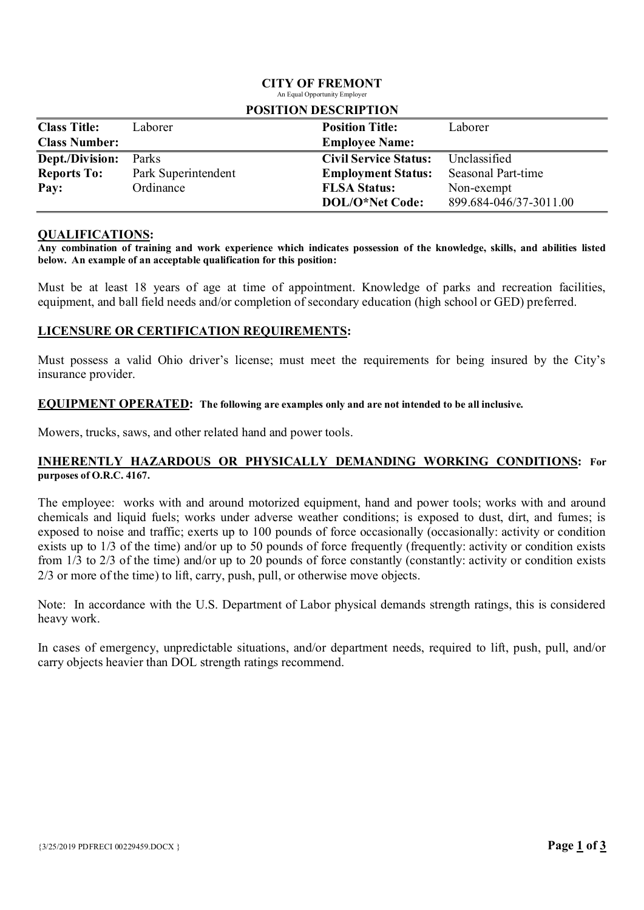# CITY OF FREMONT

An Equal Opportunity Employer

## POSITION DESCRIPTION

| | | | |
|---|---|---|---|
| **Class Title:** | Laborer | **Position Title:** | Laborer |
| **Class Number:** | | **Employee Name:** | |
| **Dept./Division:** | Parks | **Civil Service Status:** | Unclassified |
| **Reports To:** | Park Superintendent | **Employment Status:** | Seasonal Part-time |
| **Pay:** | Ordinance | **FLSA Status:** | Non-exempt |
| | | **DOL/O*Net Code:** | 899.684-046/37-3011.00 |

### QUALIFICATIONS:

**Any combination of training and work experience which indicates possession of the knowledge, skills, and abilities listed below. An example of an acceptable qualification for this position:**

Must be at least 18 years of age at time of appointment. Knowledge of parks and recreation facilities, equipment, and ball field needs and/or completion of secondary education (high school or GED) preferred.

### LICENSURE OR CERTIFICATION REQUIREMENTS:

Must possess a valid Ohio driver's license; must meet the requirements for being insured by the City's insurance provider.

### EQUIPMENT OPERATED: **The following are examples only and are not intended to be all inclusive.**

Mowers, trucks, saws, and other related hand and power tools.

### INHERENTLY HAZARDOUS OR PHYSICALLY DEMANDING WORKING CONDITIONS: **For purposes of O.R.C. 4167.**

The employee: works with and around motorized equipment, hand and power tools; works with and around chemicals and liquid fuels; works under adverse weather conditions; is exposed to dust, dirt, and fumes; is exposed to noise and traffic; exerts up to 100 pounds of force occasionally (occasionally: activity or condition exists up to 1/3 of the time) and/or up to 50 pounds of force frequently (frequently: activity or condition exists from 1/3 to 2/3 of the time) and/or up to 20 pounds of force constantly (constantly: activity or condition exists 2/3 or more of the time) to lift, carry, push, pull, or otherwise move objects.

Note: In accordance with the U.S. Department of Labor physical demands strength ratings, this is considered heavy work.

In cases of emergency, unpredictable situations, and/or department needs, required to lift, push, pull, and/or carry objects heavier than DOL strength ratings recommend.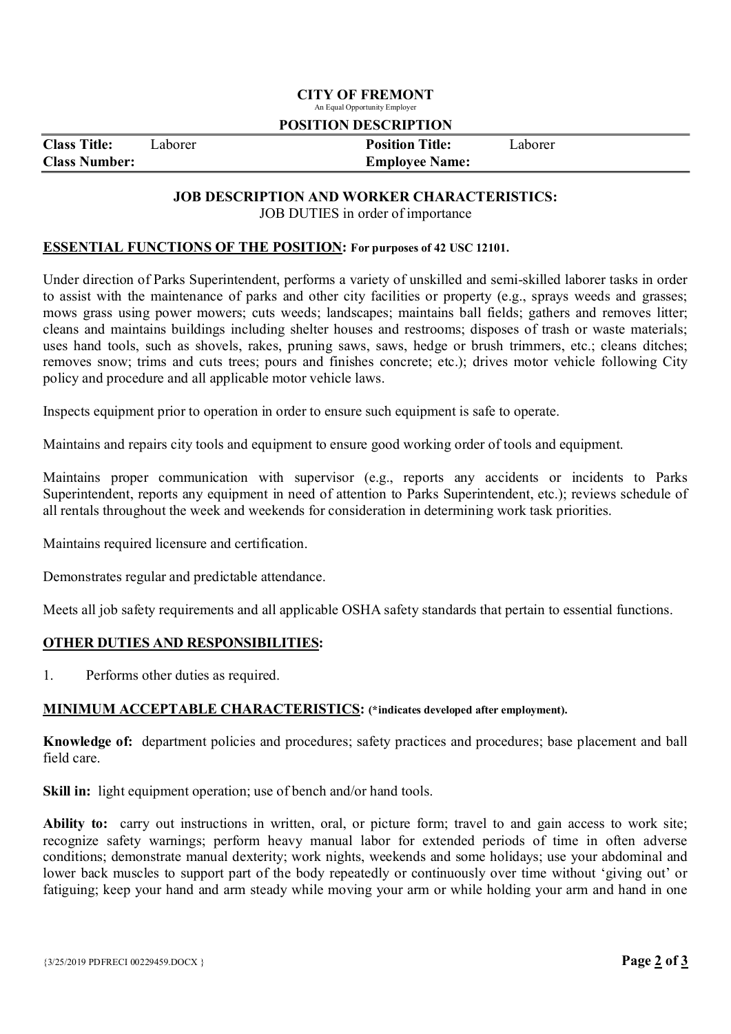**CITY OF FREMONT**
An Equal Opportunity Employer

**POSITION DESCRIPTION**

| **Class Title:** | Laborer | **Position Title:** | Laborer |
|---|---|---|---|
| **Class Number:** | | **Employee Name:** | |

**JOB DESCRIPTION AND WORKER CHARACTERISTICS:**
JOB DUTIES in order of importance

## ESSENTIAL FUNCTIONS OF THE POSITION: For purposes of 42 USC 12101.

Under direction of Parks Superintendent, performs a variety of unskilled and semi-skilled laborer tasks in order to assist with the maintenance of parks and other city facilities or property (e.g., sprays weeds and grasses; mows grass using power mowers; cuts weeds; landscapes; maintains ball fields; gathers and removes litter; cleans and maintains buildings including shelter houses and restrooms; disposes of trash or waste materials; uses hand tools, such as shovels, rakes, pruning saws, saws, hedge or brush trimmers, etc.; cleans ditches; removes snow; trims and cuts trees; pours and finishes concrete; etc.); drives motor vehicle following City policy and procedure and all applicable motor vehicle laws.

Inspects equipment prior to operation in order to ensure such equipment is safe to operate.

Maintains and repairs city tools and equipment to ensure good working order of tools and equipment.

Maintains proper communication with supervisor (e.g., reports any accidents or incidents to Parks Superintendent, reports any equipment in need of attention to Parks Superintendent, etc.); reviews schedule of all rentals throughout the week and weekends for consideration in determining work task priorities.

Maintains required licensure and certification.

Demonstrates regular and predictable attendance.

Meets all job safety requirements and all applicable OSHA safety standards that pertain to essential functions.

## OTHER DUTIES AND RESPONSIBILITIES:

1. Performs other duties as required.

## MINIMUM ACCEPTABLE CHARACTERISTICS: (*indicates developed after employment).

**Knowledge of:** department policies and procedures; safety practices and procedures; base placement and ball field care.

**Skill in:** light equipment operation; use of bench and/or hand tools.

**Ability to:** carry out instructions in written, oral, or picture form; travel to and gain access to work site; recognize safety warnings; perform heavy manual labor for extended periods of time in often adverse conditions; demonstrate manual dexterity; work nights, weekends and some holidays; use your abdominal and lower back muscles to support part of the body repeatedly or continuously over time without 'giving out' or fatiguing; keep your hand and arm steady while moving your arm or while holding your arm and hand in one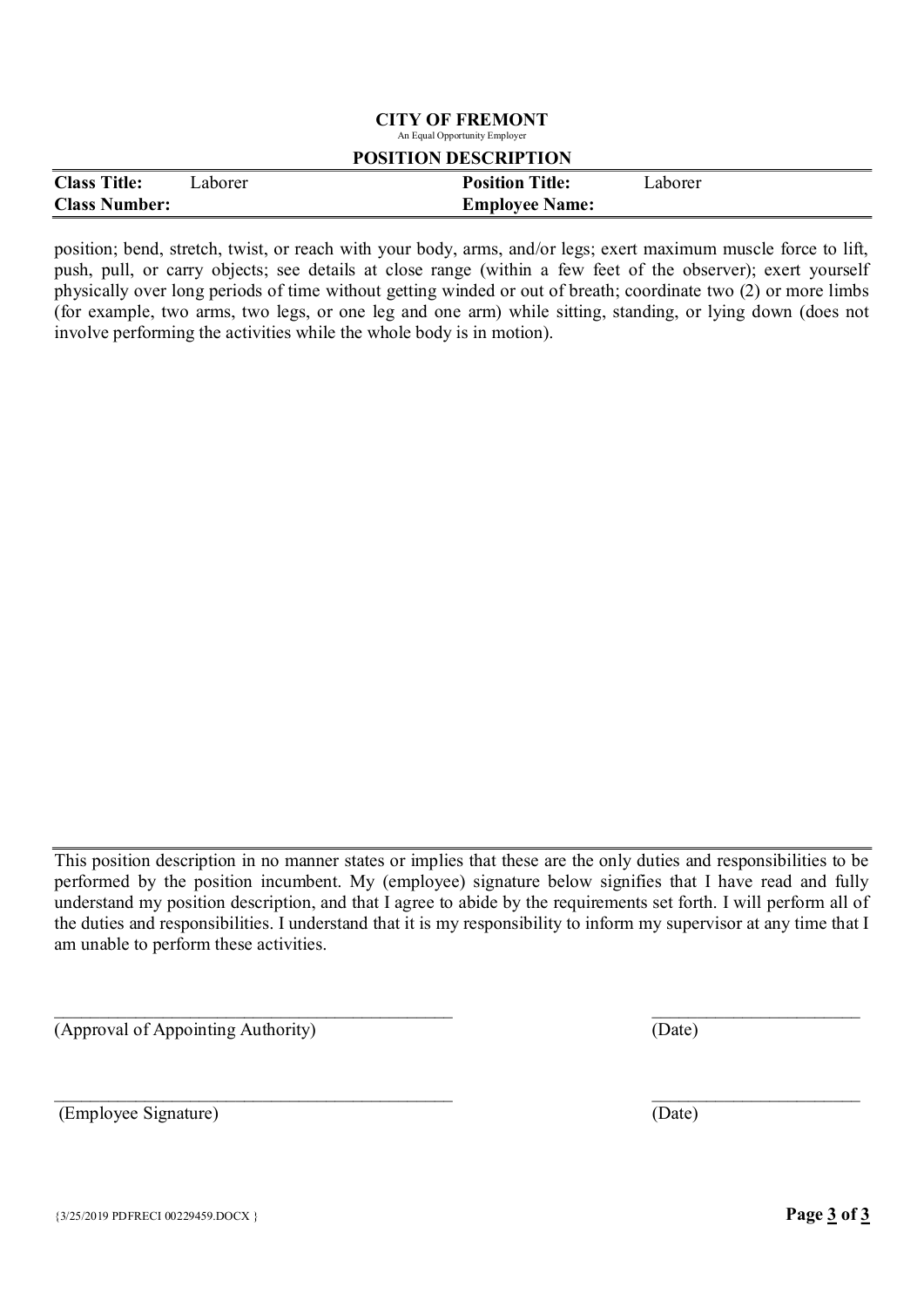position; bend, stretch, twist, or reach with your body, arms, and/or legs; exert maximum muscle force to lift, push, pull, or carry objects; see details at close range (within a few feet of the observer); exert yourself physically over long periods of time without getting winded or out of breath; coordinate two (2) or more limbs (for example, two arms, two legs, or one leg and one arm) while sitting, standing, or lying down (does not involve performing the activities while the whole body is in motion).

---

This position description in no manner states or implies that these are the only duties and responsibilities to be performed by the position incumbent. My (employee) signature below signifies that I have read and fully understand my position description, and that I agree to abide by the requirements set forth. I will perform all of the duties and responsibilities. I understand that it is my responsibility to inform my supervisor at any time that I am unable to perform these activities.

\_\_\_\_\_\_\_\_\_\_\_\_\_\_\_\_\_\_\_\_\_\_\_\_\_\_\_\_\_\_\_\_\_\_\_\_\_\_\_\_\_\_\_\_ \_\_\_\_\_\_\_\_\_\_\_\_\_\_\_\_\_\_\_\_\_\_\_\_

(Approval of Appointing Authority) (Date)

\_\_\_\_\_\_\_\_\_\_\_\_\_\_\_\_\_\_\_\_\_\_\_\_\_\_\_\_\_\_\_\_\_\_\_\_\_\_\_\_\_\_\_\_ \_\_\_\_\_\_\_\_\_\_\_\_\_\_\_\_\_\_\_\_\_\_\_\_

(Employee Signature) (Date)